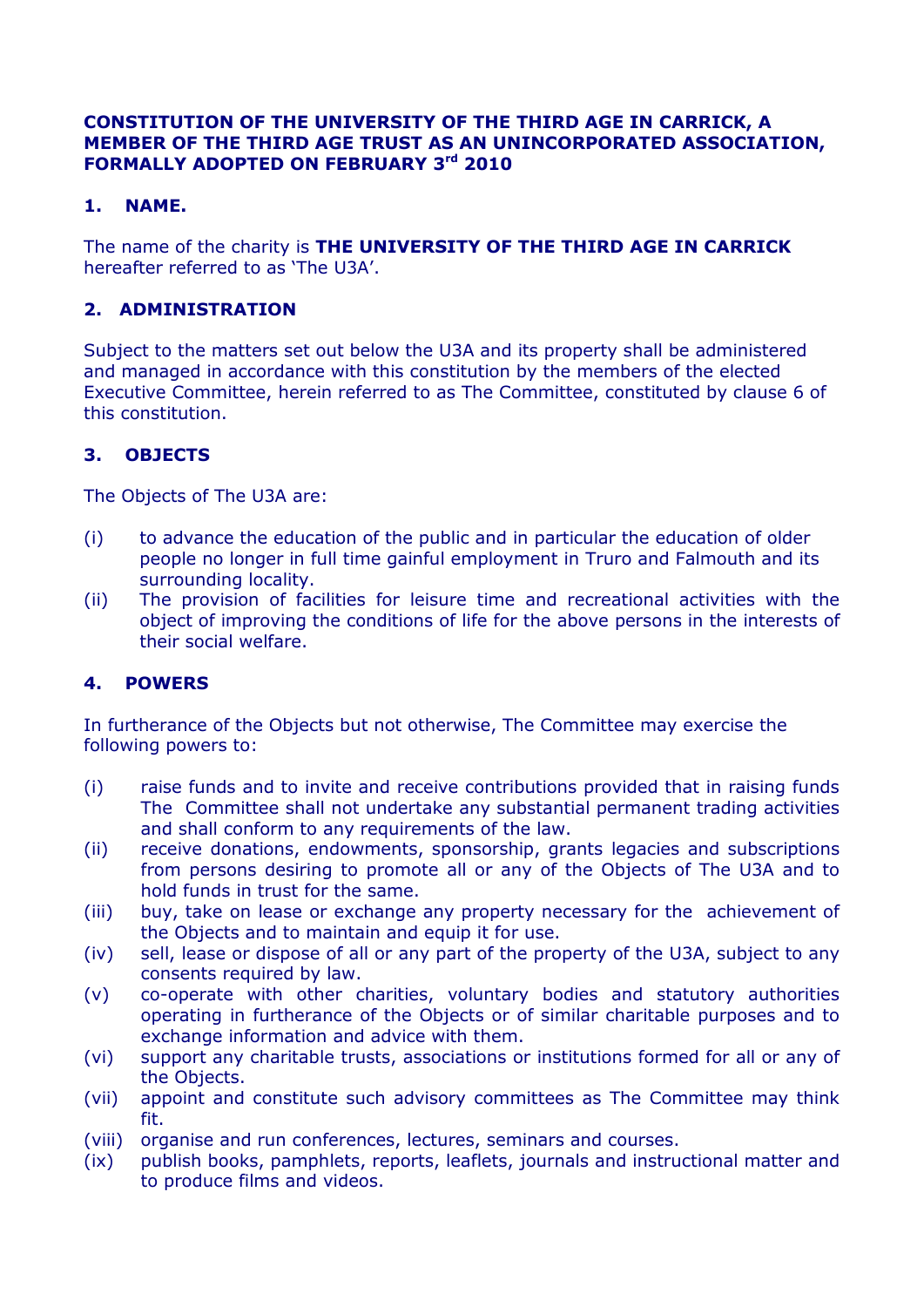**CONSTITUTION OF THE UNIVERSITY OF THE THIRD AGE IN CARRICK, A MEMBER OF THE THIRD AGE TRUST AS AN UNINCORPORATED ASSOCIATION, FORMALLY ADOPTED ON FEBRUARY 3rd 2010**

## 1. NAME.

The name of the charity is **THE UNIVERSITY OF THE THIRD AGE IN CARRICK** hereafter referred to as 'The U3A'.

## 2. ADMINISTRATION

Subject to the matters set out below the U3A and its property shall be administered and managed in accordance with this constitution by the members of the elected Executive Committee, herein referred to as The Committee, constituted by clause 6 of this constitution.

## 3. OBJECTS

The Objects of The U3A are:

(i) to advance the education of the public and in particular the education of older people no longer in full time gainful employment in Truro and Falmouth and its surrounding locality.

(ii) The provision of facilities for leisure time and recreational activities with the object of improving the conditions of life for the above persons in the interests of their social welfare.

## 4. POWERS

In furtherance of the Objects but not otherwise, The Committee may exercise the following powers to:

(i) raise funds and to invite and receive contributions provided that in raising funds The Committee shall not undertake any substantial permanent trading activities and shall conform to any requirements of the law.

(ii) receive donations, endowments, sponsorship, grants legacies and subscriptions from persons desiring to promote all or any of the Objects of The U3A and to hold funds in trust for the same.

(iii) buy, take on lease or exchange any property necessary for the achievement of the Objects and to maintain and equip it for use.

(iv) sell, lease or dispose of all or any part of the property of the U3A, subject to any consents required by law.

(v) co-operate with other charities, voluntary bodies and statutory authorities operating in furtherance of the Objects or of similar charitable purposes and to exchange information and advice with them.

(vi) support any charitable trusts, associations or institutions formed for all or any of the Objects.

(vii) appoint and constitute such advisory committees as The Committee may think fit.

(viii) organise and run conferences, lectures, seminars and courses.

(ix) publish books, pamphlets, reports, leaflets, journals and instructional matter and to produce films and videos.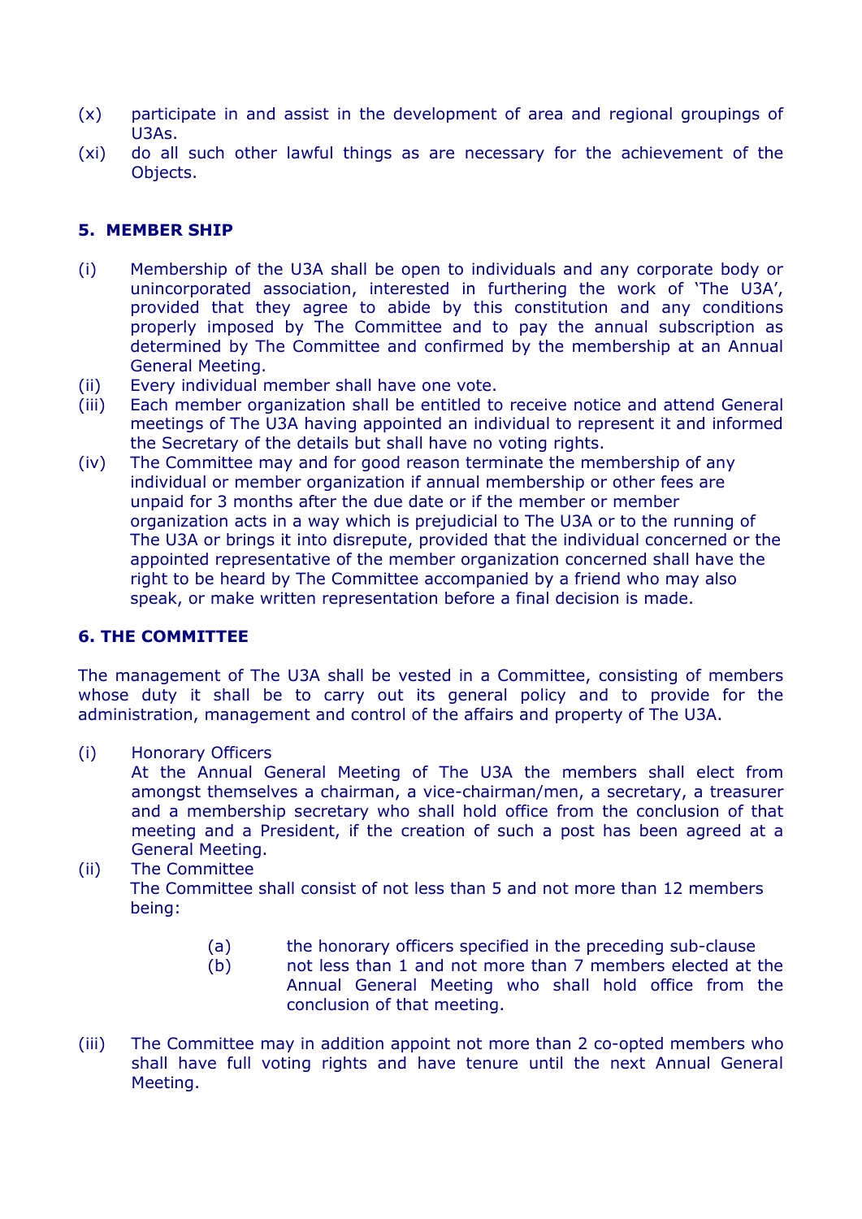(x) participate in and assist in the development of area and regional groupings of U3As.

(xi) do all such other lawful things as are necessary for the achievement of the Objects.

**5. MEMBER SHIP**

(i) Membership of the U3A shall be open to individuals and any corporate body or unincorporated association, interested in furthering the work of 'The U3A', provided that they agree to abide by this constitution and any conditions properly imposed by The Committee and to pay the annual subscription as determined by The Committee and confirmed by the membership at an Annual General Meeting.

(ii) Every individual member shall have one vote.

(iii) Each member organization shall be entitled to receive notice and attend General meetings of The U3A having appointed an individual to represent it and informed the Secretary of the details but shall have no voting rights.

(iv) The Committee may and for good reason terminate the membership of any individual or member organization if annual membership or other fees are unpaid for 3 months after the due date or if the member or member organization acts in a way which is prejudicial to The U3A or to the running of The U3A or brings it into disrepute, provided that the individual concerned or the appointed representative of the member organization concerned shall have the right to be heard by The Committee accompanied by a friend who may also speak, or make written representation before a final decision is made.

**6. THE COMMITTEE**

The management of The U3A shall be vested in a Committee, consisting of members whose duty it shall be to carry out its general policy and to provide for the administration, management and control of the affairs and property of The U3A.

(i) Honorary Officers
At the Annual General Meeting of The U3A the members shall elect from amongst themselves a chairman, a vice-chairman/men, a secretary, a treasurer and a membership secretary who shall hold office from the conclusion of that meeting and a President, if the creation of such a post has been agreed at a General Meeting.

(ii) The Committee
The Committee shall consist of not less than 5 and not more than 12 members being:

   (a) the honorary officers specified in the preceding sub-clause
   (b) not less than 1 and not more than 7 members elected at the Annual General Meeting who shall hold office from the conclusion of that meeting.

(iii) The Committee may in addition appoint not more than 2 co-opted members who shall have full voting rights and have tenure until the next Annual General Meeting.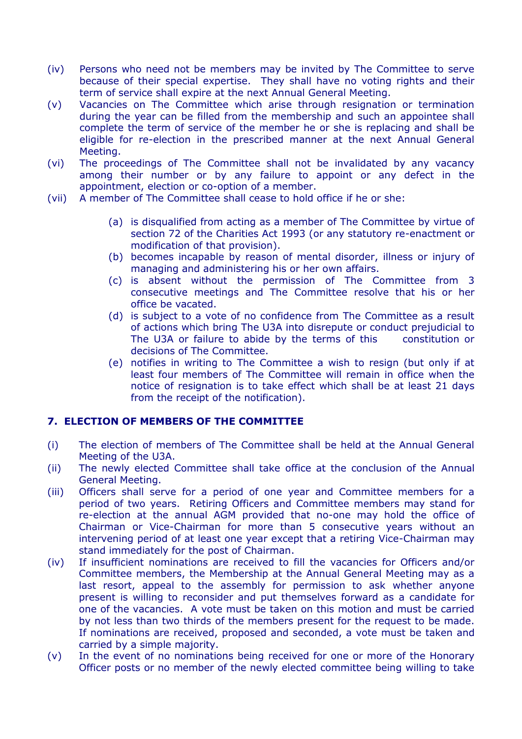(iv) Persons who need not be members may be invited by The Committee to serve because of their special expertise. They shall have no voting rights and their term of service shall expire at the next Annual General Meeting.

(v) Vacancies on The Committee which arise through resignation or termination during the year can be filled from the membership and such an appointee shall complete the term of service of the member he or she is replacing and shall be eligible for re-election in the prescribed manner at the next Annual General Meeting.

(vi) The proceedings of The Committee shall not be invalidated by any vacancy among their number or by any failure to appoint or any defect in the appointment, election or co-option of a member.

(vii) A member of The Committee shall cease to hold office if he or she:

(a) is disqualified from acting as a member of The Committee by virtue of section 72 of the Charities Act 1993 (or any statutory re-enactment or modification of that provision).

(b) becomes incapable by reason of mental disorder, illness or injury of managing and administering his or her own affairs.

(c) is absent without the permission of The Committee from 3 consecutive meetings and The Committee resolve that his or her office be vacated.

(d) is subject to a vote of no confidence from The Committee as a result of actions which bring The U3A into disrepute or conduct prejudicial to The U3A or failure to abide by the terms of this constitution or decisions of The Committee.

(e) notifies in writing to The Committee a wish to resign (but only if at least four members of The Committee will remain in office when the notice of resignation is to take effect which shall be at least 21 days from the receipt of the notification).

## 7. ELECTION OF MEMBERS OF THE COMMITTEE

(i) The election of members of The Committee shall be held at the Annual General Meeting of the U3A.

(ii) The newly elected Committee shall take office at the conclusion of the Annual General Meeting.

(iii) Officers shall serve for a period of one year and Committee members for a period of two years. Retiring Officers and Committee members may stand for re-election at the annual AGM provided that no-one may hold the office of Chairman or Vice-Chairman for more than 5 consecutive years without an intervening period of at least one year except that a retiring Vice-Chairman may stand immediately for the post of Chairman.

(iv) If insufficient nominations are received to fill the vacancies for Officers and/or Committee members, the Membership at the Annual General Meeting may as a last resort, appeal to the assembly for permission to ask whether anyone present is willing to reconsider and put themselves forward as a candidate for one of the vacancies. A vote must be taken on this motion and must be carried by not less than two thirds of the members present for the request to be made. If nominations are received, proposed and seconded, a vote must be taken and carried by a simple majority.

(v) In the event of no nominations being received for one or more of the Honorary Officer posts or no member of the newly elected committee being willing to take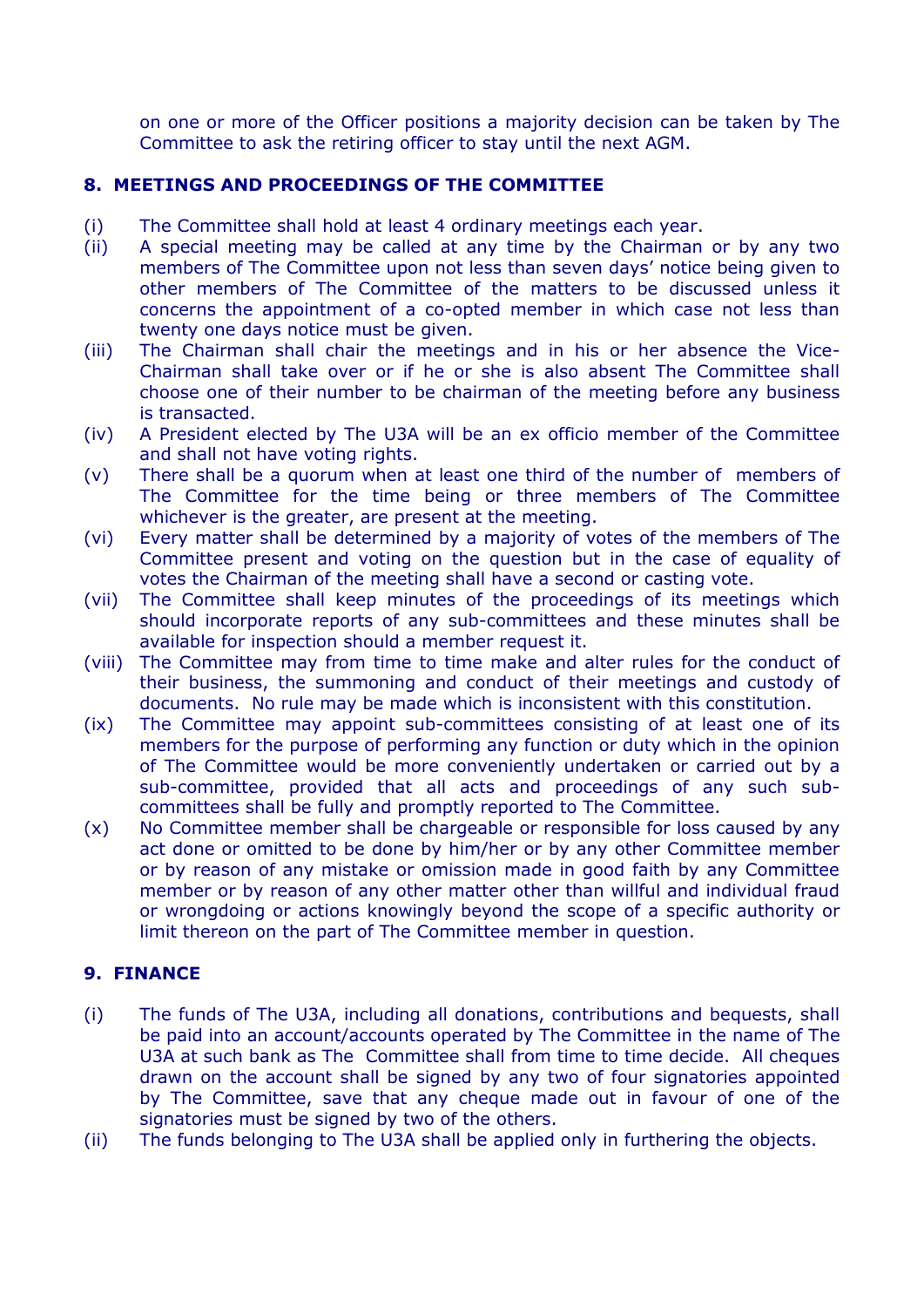on one or more of the Officer positions a majority decision can be taken by The Committee to ask the retiring officer to stay until the next AGM.

## 8. MEETINGS AND PROCEEDINGS OF THE COMMITTEE

(i) The Committee shall hold at least 4 ordinary meetings each year.

(ii) A special meeting may be called at any time by the Chairman or by any two members of The Committee upon not less than seven days' notice being given to other members of The Committee of the matters to be discussed unless it concerns the appointment of a co-opted member in which case not less than twenty one days notice must be given.

(iii) The Chairman shall chair the meetings and in his or her absence the Vice-Chairman shall take over or if he or she is also absent The Committee shall choose one of their number to be chairman of the meeting before any business is transacted.

(iv) A President elected by The U3A will be an ex officio member of the Committee and shall not have voting rights.

(v) There shall be a quorum when at least one third of the number of members of The Committee for the time being or three members of The Committee whichever is the greater, are present at the meeting.

(vi) Every matter shall be determined by a majority of votes of the members of The Committee present and voting on the question but in the case of equality of votes the Chairman of the meeting shall have a second or casting vote.

(vii) The Committee shall keep minutes of the proceedings of its meetings which should incorporate reports of any sub-committees and these minutes shall be available for inspection should a member request it.

(viii) The Committee may from time to time make and alter rules for the conduct of their business, the summoning and conduct of their meetings and custody of documents. No rule may be made which is inconsistent with this constitution.

(ix) The Committee may appoint sub-committees consisting of at least one of its members for the purpose of performing any function or duty which in the opinion of The Committee would be more conveniently undertaken or carried out by a sub-committee, provided that all acts and proceedings of any such sub-committees shall be fully and promptly reported to The Committee.

(x) No Committee member shall be chargeable or responsible for loss caused by any act done or omitted to be done by him/her or by any other Committee member or by reason of any mistake or omission made in good faith by any Committee member or by reason of any other matter other than willful and individual fraud or wrongdoing or actions knowingly beyond the scope of a specific authority or limit thereon on the part of The Committee member in question.

## 9. FINANCE

(i) The funds of The U3A, including all donations, contributions and bequests, shall be paid into an account/accounts operated by The Committee in the name of The U3A at such bank as The Committee shall from time to time decide. All cheques drawn on the account shall be signed by any two of four signatories appointed by The Committee, save that any cheque made out in favour of one of the signatories must be signed by two of the others.

(ii) The funds belonging to The U3A shall be applied only in furthering the objects.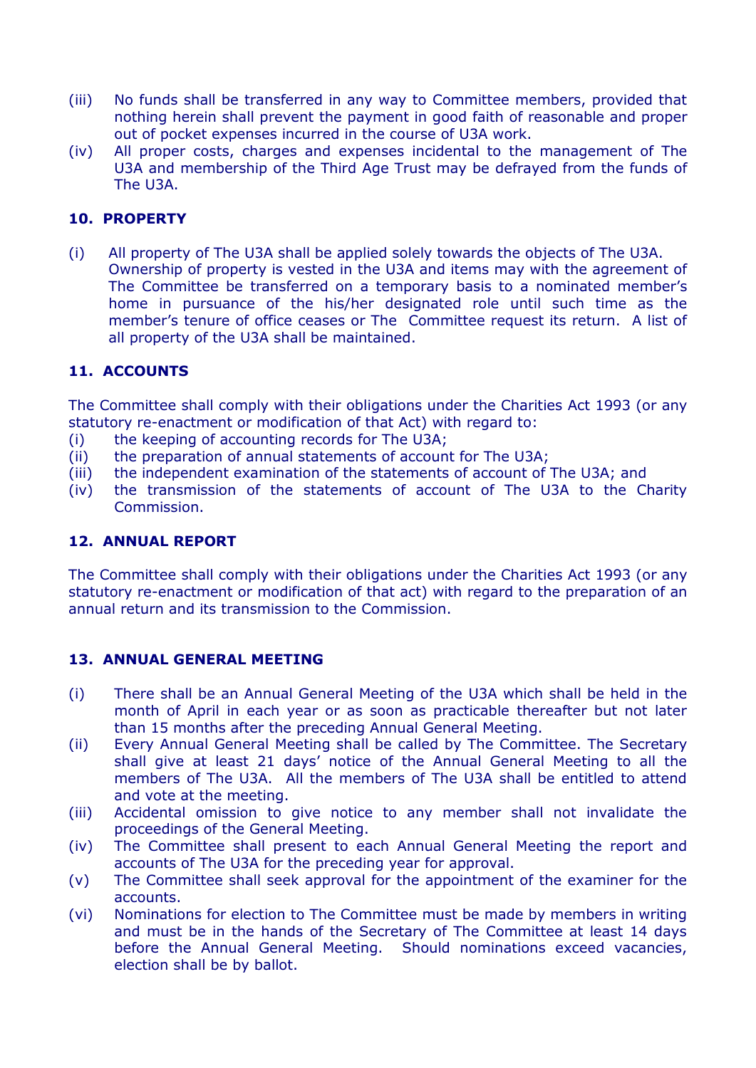(iii) No funds shall be transferred in any way to Committee members, provided that nothing herein shall prevent the payment in good faith of reasonable and proper out of pocket expenses incurred in the course of U3A work.

(iv) All proper costs, charges and expenses incidental to the management of The U3A and membership of the Third Age Trust may be defrayed from the funds of The U3A.

## 10. PROPERTY

(i) All property of The U3A shall be applied solely towards the objects of The U3A. Ownership of property is vested in the U3A and items may with the agreement of The Committee be transferred on a temporary basis to a nominated member's home in pursuance of the his/her designated role until such time as the member's tenure of office ceases or The Committee request its return. A list of all property of the U3A shall be maintained.

## 11. ACCOUNTS

The Committee shall comply with their obligations under the Charities Act 1993 (or any statutory re-enactment or modification of that Act) with regard to:

(i) the keeping of accounting records for The U3A;
(ii) the preparation of annual statements of account for The U3A;
(iii) the independent examination of the statements of account of The U3A; and
(iv) the transmission of the statements of account of The U3A to the Charity Commission.

## 12. ANNUAL REPORT

The Committee shall comply with their obligations under the Charities Act 1993 (or any statutory re-enactment or modification of that act) with regard to the preparation of an annual return and its transmission to the Commission.

## 13. ANNUAL GENERAL MEETING

(i) There shall be an Annual General Meeting of the U3A which shall be held in the month of April in each year or as soon as practicable thereafter but not later than 15 months after the preceding Annual General Meeting.

(ii) Every Annual General Meeting shall be called by The Committee. The Secretary shall give at least 21 days' notice of the Annual General Meeting to all the members of The U3A. All the members of The U3A shall be entitled to attend and vote at the meeting.

(iii) Accidental omission to give notice to any member shall not invalidate the proceedings of the General Meeting.

(iv) The Committee shall present to each Annual General Meeting the report and accounts of The U3A for the preceding year for approval.

(v) The Committee shall seek approval for the appointment of the examiner for the accounts.

(vi) Nominations for election to The Committee must be made by members in writing and must be in the hands of the Secretary of The Committee at least 14 days before the Annual General Meeting. Should nominations exceed vacancies, election shall be by ballot.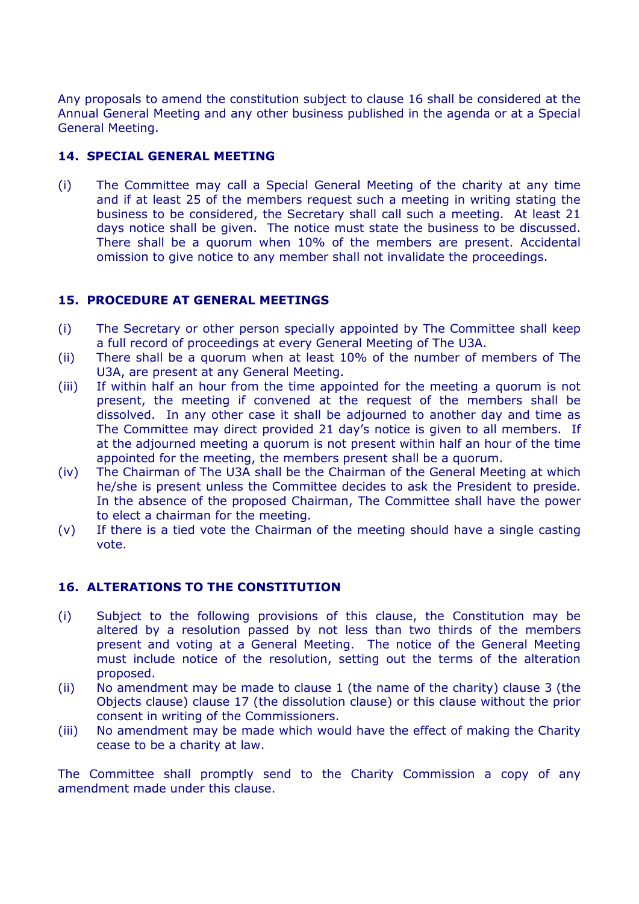Any proposals to amend the constitution subject to clause 16 shall be considered at the Annual General Meeting and any other business published in the agenda or at a Special General Meeting.

### 14. SPECIAL GENERAL MEETING

(i) The Committee may call a Special General Meeting of the charity at any time and if at least 25 of the members request such a meeting in writing stating the business to be considered, the Secretary shall call such a meeting. At least 21 days notice shall be given. The notice must state the business to be discussed. There shall be a quorum when 10% of the members are present. Accidental omission to give notice to any member shall not invalidate the proceedings.

### 15. PROCEDURE AT GENERAL MEETINGS

(i) The Secretary or other person specially appointed by The Committee shall keep a full record of proceedings at every General Meeting of The U3A.

(ii) There shall be a quorum when at least 10% of the number of members of The U3A, are present at any General Meeting.

(iii) If within half an hour from the time appointed for the meeting a quorum is not present, the meeting if convened at the request of the members shall be dissolved. In any other case it shall be adjourned to another day and time as The Committee may direct provided 21 day's notice is given to all members. If at the adjourned meeting a quorum is not present within half an hour of the time appointed for the meeting, the members present shall be a quorum.

(iv) The Chairman of The U3A shall be the Chairman of the General Meeting at which he/she is present unless the Committee decides to ask the President to preside. In the absence of the proposed Chairman, The Committee shall have the power to elect a chairman for the meeting.

(v) If there is a tied vote the Chairman of the meeting should have a single casting vote.

### 16. ALTERATIONS TO THE CONSTITUTION

(i) Subject to the following provisions of this clause, the Constitution may be altered by a resolution passed by not less than two thirds of the members present and voting at a General Meeting. The notice of the General Meeting must include notice of the resolution, setting out the terms of the alteration proposed.

(ii) No amendment may be made to clause 1 (the name of the charity) clause 3 (the Objects clause) clause 17 (the dissolution clause) or this clause without the prior consent in writing of the Commissioners.

(iii) No amendment may be made which would have the effect of making the Charity cease to be a charity at law.

The Committee shall promptly send to the Charity Commission a copy of any amendment made under this clause.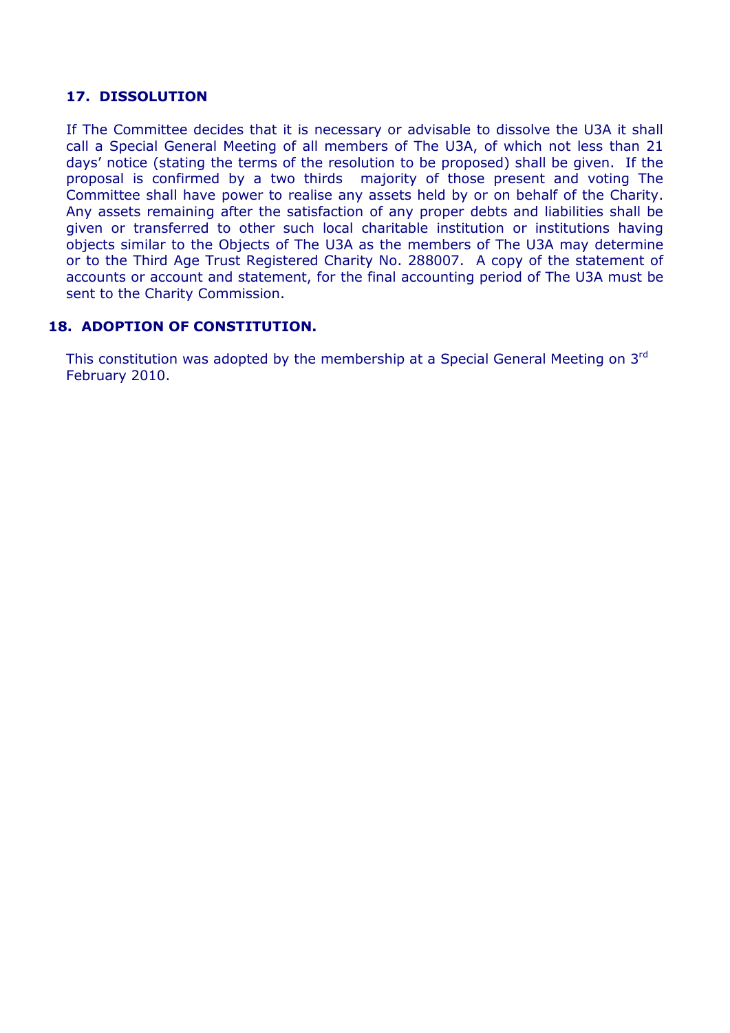## 17. DISSOLUTION

If The Committee decides that it is necessary or advisable to dissolve the U3A it shall call a Special General Meeting of all members of The U3A, of which not less than 21 days' notice (stating the terms of the resolution to be proposed) shall be given. If the proposal is confirmed by a two thirds majority of those present and voting The Committee shall have power to realise any assets held by or on behalf of the Charity. Any assets remaining after the satisfaction of any proper debts and liabilities shall be given or transferred to other such local charitable institution or institutions having objects similar to the Objects of The U3A as the members of The U3A may determine or to the Third Age Trust Registered Charity No. 288007. A copy of the statement of accounts or account and statement, for the final accounting period of The U3A must be sent to the Charity Commission.

## 18. ADOPTION OF CONSTITUTION.

This constitution was adopted by the membership at a Special General Meeting on 3rd February 2010.